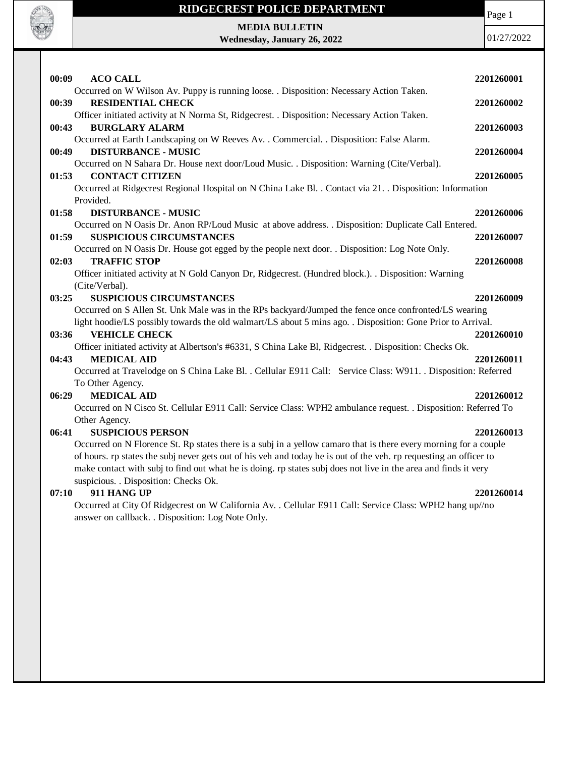# RIDGECREST POLICE DEPARTMENT

**MEDIA BULLETIN**
**Wednesday, January 26, 2022**

01/27/2022

**00:09 ACO CALL** **2201260001**
Occurred on W Wilson Av. Puppy is running loose. . Disposition: Necessary Action Taken.

**00:39 RESIDENTIAL CHECK** **2201260002**
Officer initiated activity at N Norma St, Ridgecrest. . Disposition: Necessary Action Taken.

**00:43 BURGLARY ALARM** **2201260003**
Occurred at Earth Landscaping on W Reeves Av. . Commercial. . Disposition: False Alarm.

**00:49 DISTURBANCE - MUSIC** **2201260004**
Occurred on N Sahara Dr. House next door/Loud Music. . Disposition: Warning (Cite/Verbal).

**01:53 CONTACT CITIZEN** **2201260005**
Occurred at Ridgecrest Regional Hospital on N China Lake Bl. . Contact via 21. . Disposition: Information Provided.

**01:58 DISTURBANCE - MUSIC** **2201260006**
Occurred on N Oasis Dr. Anon RP/Loud Music at above address. . Disposition: Duplicate Call Entered.

**01:59 SUSPICIOUS CIRCUMSTANCES** **2201260007**
Occurred on N Oasis Dr. House got egged by the people next door. . Disposition: Log Note Only.

**02:03 TRAFFIC STOP** **2201260008**
Officer initiated activity at N Gold Canyon Dr, Ridgecrest. (Hundred block.). . Disposition: Warning (Cite/Verbal).

**03:25 SUSPICIOUS CIRCUMSTANCES** **2201260009**
Occurred on S Allen St. Unk Male was in the RPs backyard/Jumped the fence once confronted/LS wearing light hoodie/LS possibly towards the old walmart/LS about 5 mins ago. . Disposition: Gone Prior to Arrival.

**03:36 VEHICLE CHECK** **2201260010**
Officer initiated activity at Albertson's #6331, S China Lake Bl, Ridgecrest. . Disposition: Checks Ok.

**04:43 MEDICAL AID** **2201260011**
Occurred at Travelodge on S China Lake Bl. . Cellular E911 Call: Service Class: W911. . Disposition: Referred To Other Agency.

**06:29 MEDICAL AID** **2201260012**
Occurred on N Cisco St. Cellular E911 Call: Service Class: WPH2 ambulance request. . Disposition: Referred To Other Agency.

**06:41 SUSPICIOUS PERSON** **2201260013**
Occurred on N Florence St. Rp states there is a subj in a yellow camaro that is there every morning for a couple of hours. rp states the subj never gets out of his veh and today he is out of the veh. rp requesting an officer to make contact with subj to find out what he is doing. rp states subj does not live in the area and finds it very suspicious. . Disposition: Checks Ok.

**07:10 911 HANG UP** **2201260014**
Occurred at City Of Ridgecrest on W California Av. . Cellular E911 Call: Service Class: WPH2 hang up//no answer on callback. . Disposition: Log Note Only.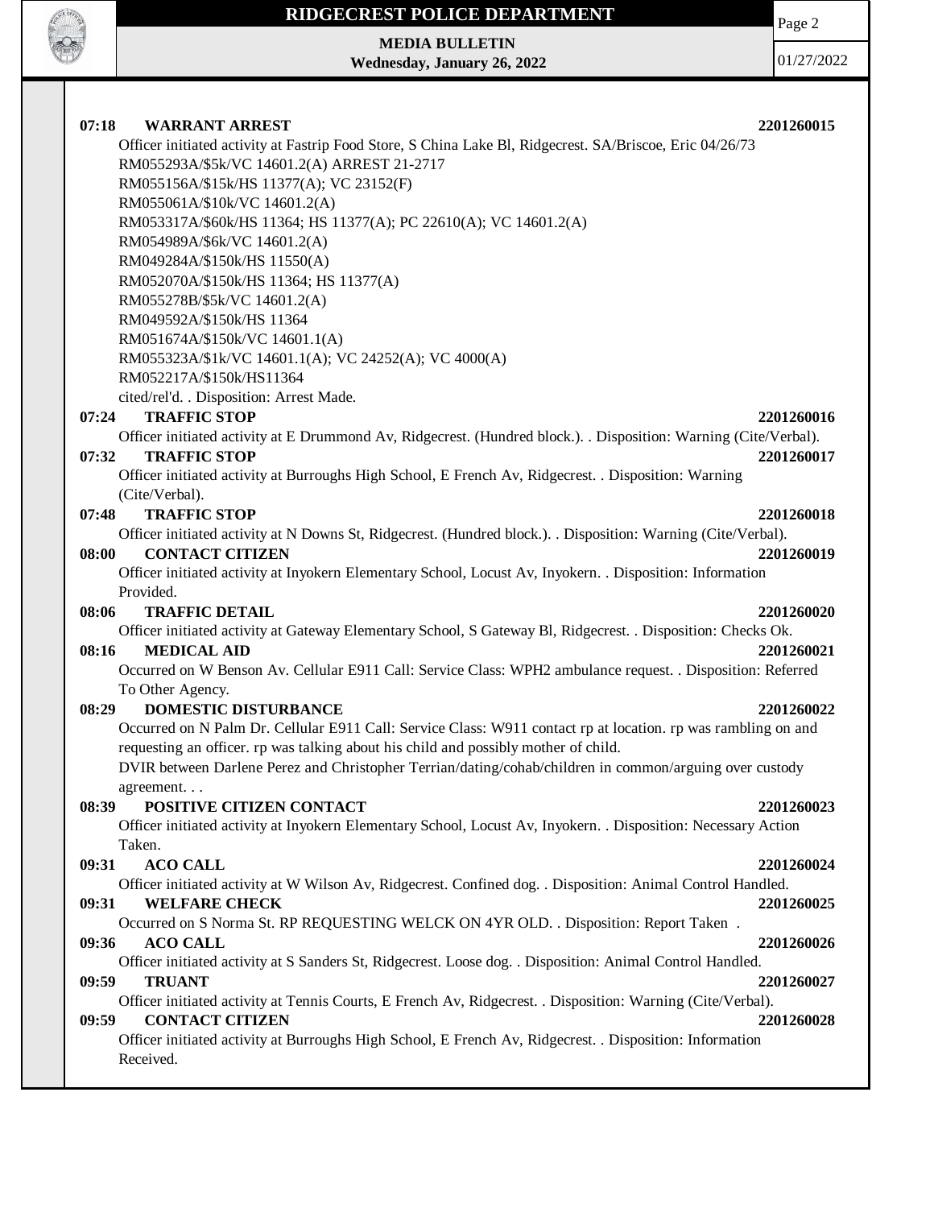**07:18 WARRANT ARREST** **2201260015**

Officer initiated activity at Fastrip Food Store, S China Lake Bl, Ridgecrest. SA/Briscoe, Eric 04/26/73
RM055293A/$5k/VC 14601.2(A) ARREST 21-2717
RM055156A/$15k/HS 11377(A); VC 23152(F)
RM055061A/$10k/VC 14601.2(A)
RM053317A/$60k/HS 11364; HS 11377(A); PC 22610(A); VC 14601.2(A)
RM054989A/$6k/VC 14601.2(A)
RM049284A/$150k/HS 11550(A)
RM052070A/$150k/HS 11364; HS 11377(A)
RM055278B/$5k/VC 14601.2(A)
RM049592A/$150k/HS 11364
RM051674A/$150k/VC 14601.1(A)
RM055323A/$1k/VC 14601.1(A); VC 24252(A); VC 4000(A)
RM052217A/$150k/HS11364
cited/rel'd. . Disposition: Arrest Made.

**07:24 TRAFFIC STOP** **2201260016**

Officer initiated activity at E Drummond Av, Ridgecrest. (Hundred block.). . Disposition: Warning (Cite/Verbal).

**07:32 TRAFFIC STOP** **2201260017**

Officer initiated activity at Burroughs High School, E French Av, Ridgecrest. . Disposition: Warning (Cite/Verbal).

**07:48 TRAFFIC STOP** **2201260018**

Officer initiated activity at N Downs St, Ridgecrest. (Hundred block.). . Disposition: Warning (Cite/Verbal).

**08:00 CONTACT CITIZEN** **2201260019**

Officer initiated activity at Inyokern Elementary School, Locust Av, Inyokern. . Disposition: Information Provided.

**08:06 TRAFFIC DETAIL** **2201260020**

Officer initiated activity at Gateway Elementary School, S Gateway Bl, Ridgecrest. . Disposition: Checks Ok.

**08:16 MEDICAL AID** **2201260021**

Occurred on W Benson Av. Cellular E911 Call: Service Class: WPH2 ambulance request. . Disposition: Referred To Other Agency.

**08:29 DOMESTIC DISTURBANCE** **2201260022**

Occurred on N Palm Dr. Cellular E911 Call: Service Class: W911 contact rp at location. rp was rambling on and requesting an officer. rp was talking about his child and possibly mother of child.
DVIR between Darlene Perez and Christopher Terrian/dating/cohab/children in common/arguing over custody agreement. . .

**08:39 POSITIVE CITIZEN CONTACT** **2201260023**

Officer initiated activity at Inyokern Elementary School, Locust Av, Inyokern. . Disposition: Necessary Action Taken.

**09:31 ACO CALL** **2201260024**

Officer initiated activity at W Wilson Av, Ridgecrest. Confined dog. . Disposition: Animal Control Handled.

**09:31 WELFARE CHECK** **2201260025**

Occurred on S Norma St. RP REQUESTING WELCK ON 4YR OLD. . Disposition: Report Taken .

**09:36 ACO CALL** **2201260026**

Officer initiated activity at S Sanders St, Ridgecrest. Loose dog. . Disposition: Animal Control Handled.

**09:59 TRUANT** **2201260027**

Officer initiated activity at Tennis Courts, E French Av, Ridgecrest. . Disposition: Warning (Cite/Verbal).

**09:59 CONTACT CITIZEN** **2201260028**

Officer initiated activity at Burroughs High School, E French Av, Ridgecrest. . Disposition: Information Received.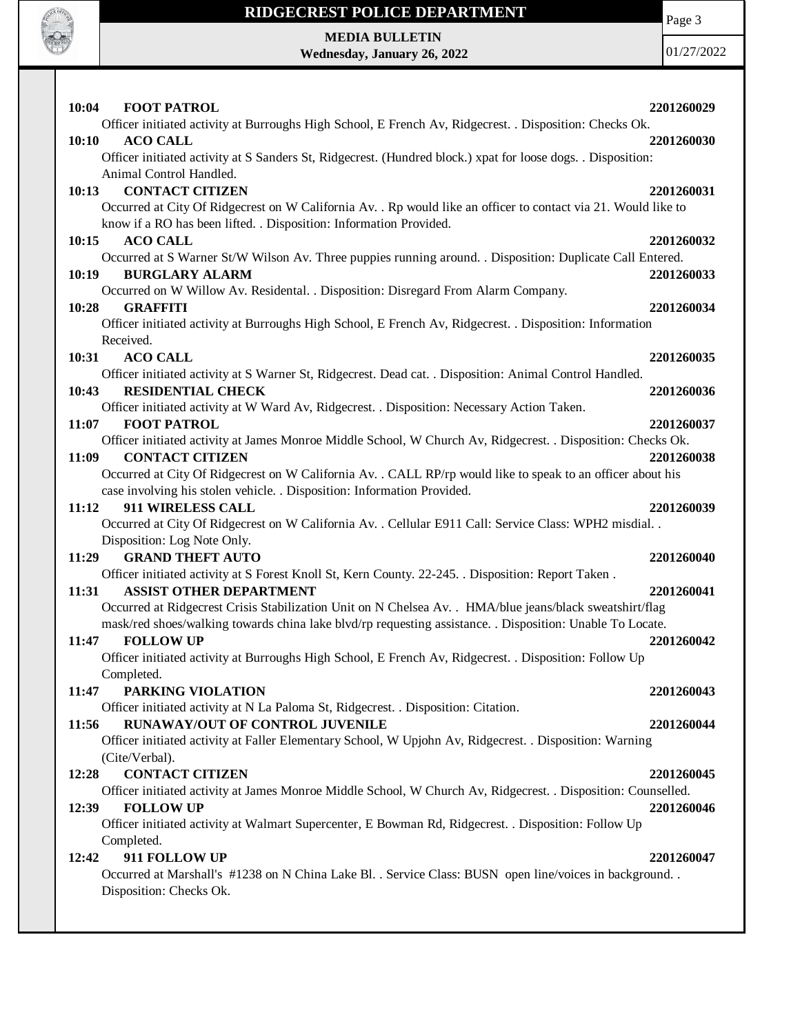**10:04 FOOT PATROL** **2201260029**

Officer initiated activity at Burroughs High School, E French Av, Ridgecrest. . Disposition: Checks Ok.

**10:10 ACO CALL** **2201260030**

Officer initiated activity at S Sanders St, Ridgecrest. (Hundred block.) xpat for loose dogs. . Disposition: Animal Control Handled.

**10:13 CONTACT CITIZEN** **2201260031**

Occurred at City Of Ridgecrest on W California Av. . Rp would like an officer to contact via 21. Would like to know if a RO has been lifted. . Disposition: Information Provided.

**10:15 ACO CALL** **2201260032**

Occurred at S Warner St/W Wilson Av. Three puppies running around. . Disposition: Duplicate Call Entered.

**10:19 BURGLARY ALARM** **2201260033**

Occurred on W Willow Av. Residental. . Disposition: Disregard From Alarm Company.

**10:28 GRAFFITI** **2201260034**

Officer initiated activity at Burroughs High School, E French Av, Ridgecrest. . Disposition: Information Received.

**10:31 ACO CALL** **2201260035**

Officer initiated activity at S Warner St, Ridgecrest. Dead cat. . Disposition: Animal Control Handled.

**10:43 RESIDENTIAL CHECK** **2201260036**

Officer initiated activity at W Ward Av, Ridgecrest. . Disposition: Necessary Action Taken.

**11:07 FOOT PATROL** **2201260037**

Officer initiated activity at James Monroe Middle School, W Church Av, Ridgecrest. . Disposition: Checks Ok.

**11:09 CONTACT CITIZEN** **2201260038**

Occurred at City Of Ridgecrest on W California Av. . CALL RP/rp would like to speak to an officer about his case involving his stolen vehicle. . Disposition: Information Provided.

**11:12 911 WIRELESS CALL** **2201260039**

Occurred at City Of Ridgecrest on W California Av. . Cellular E911 Call: Service Class: WPH2 misdial. . Disposition: Log Note Only.

**11:29 GRAND THEFT AUTO** **2201260040**

Officer initiated activity at S Forest Knoll St, Kern County. 22-245. . Disposition: Report Taken .

**11:31 ASSIST OTHER DEPARTMENT** **2201260041**

Occurred at Ridgecrest Crisis Stabilization Unit on N Chelsea Av. . HMA/blue jeans/black sweatshirt/flag mask/red shoes/walking towards china lake blvd/rp requesting assistance. . Disposition: Unable To Locate.

**11:47 FOLLOW UP** **2201260042**

Officer initiated activity at Burroughs High School, E French Av, Ridgecrest. . Disposition: Follow Up Completed.

**11:47 PARKING VIOLATION** **2201260043**

Officer initiated activity at N La Paloma St, Ridgecrest. . Disposition: Citation.

**11:56 RUNAWAY/OUT OF CONTROL JUVENILE** **2201260044**

Officer initiated activity at Faller Elementary School, W Upjohn Av, Ridgecrest. . Disposition: Warning (Cite/Verbal).

**12:28 CONTACT CITIZEN** **2201260045**

Officer initiated activity at James Monroe Middle School, W Church Av, Ridgecrest. . Disposition: Counselled.

**12:39 FOLLOW UP** **2201260046**

Officer initiated activity at Walmart Supercenter, E Bowman Rd, Ridgecrest. . Disposition: Follow Up Completed.

**12:42 911 FOLLOW UP** **2201260047**

Occurred at Marshall's #1238 on N China Lake Bl. . Service Class: BUSN open line/voices in background. . Disposition: Checks Ok.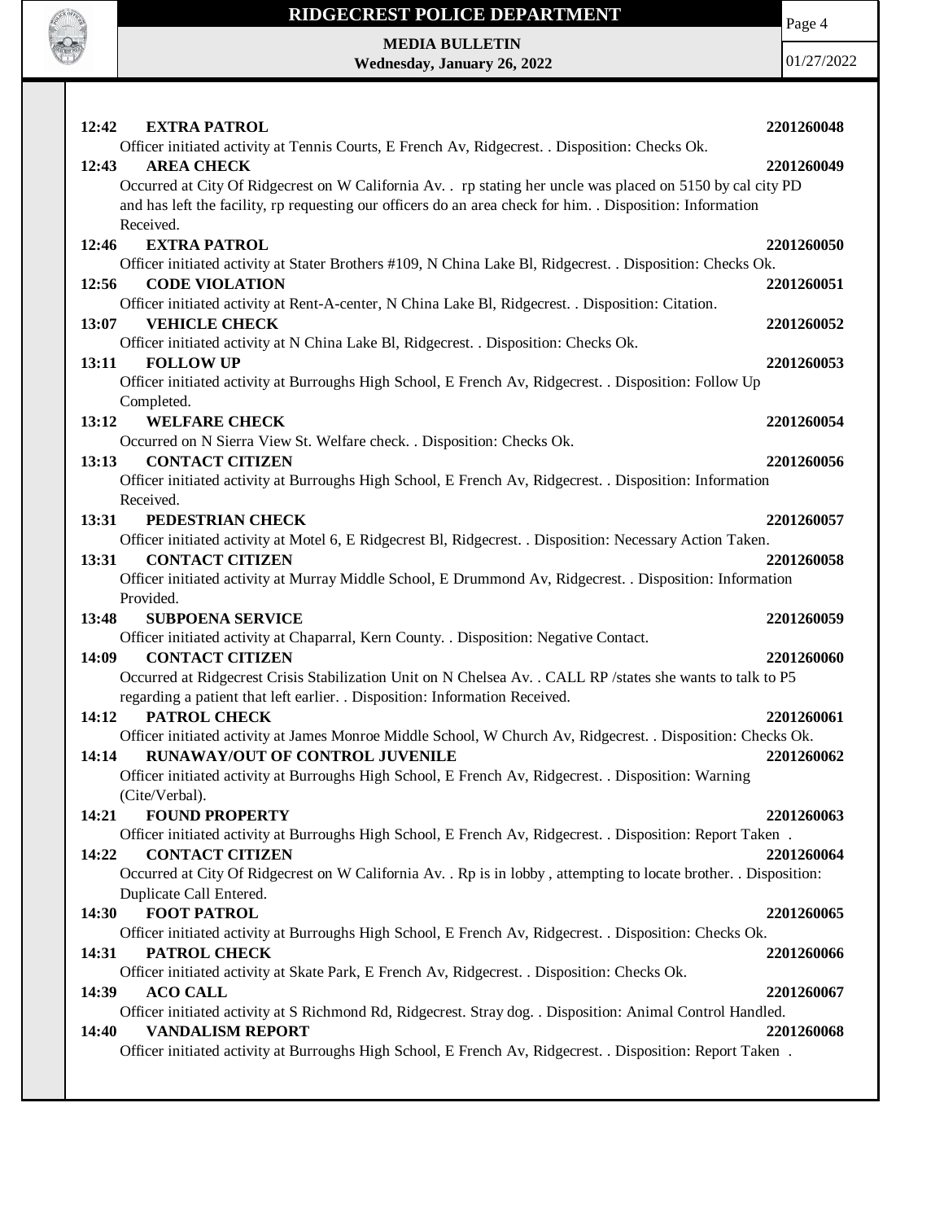**12:42 EXTRA PATROL** **2201260048**

Officer initiated activity at Tennis Courts, E French Av, Ridgecrest. . Disposition: Checks Ok.

**12:43 AREA CHECK** **2201260049**

Occurred at City Of Ridgecrest on W California Av. . rp stating her uncle was placed on 5150 by cal city PD and has left the facility, rp requesting our officers do an area check for him. . Disposition: Information Received.

**12:46 EXTRA PATROL** **2201260050**

Officer initiated activity at Stater Brothers #109, N China Lake Bl, Ridgecrest. . Disposition: Checks Ok.

**12:56 CODE VIOLATION** **2201260051**

Officer initiated activity at Rent-A-center, N China Lake Bl, Ridgecrest. . Disposition: Citation.

**13:07 VEHICLE CHECK** **2201260052**

Officer initiated activity at N China Lake Bl, Ridgecrest. . Disposition: Checks Ok.

**13:11 FOLLOW UP** **2201260053**

Officer initiated activity at Burroughs High School, E French Av, Ridgecrest. . Disposition: Follow Up Completed.

**13:12 WELFARE CHECK** **2201260054**

Occurred on N Sierra View St. Welfare check. . Disposition: Checks Ok.

**13:13 CONTACT CITIZEN** **2201260056**

Officer initiated activity at Burroughs High School, E French Av, Ridgecrest. . Disposition: Information Received.

**13:31 PEDESTRIAN CHECK** **2201260057**

Officer initiated activity at Motel 6, E Ridgecrest Bl, Ridgecrest. . Disposition: Necessary Action Taken.

**13:31 CONTACT CITIZEN** **2201260058**

Officer initiated activity at Murray Middle School, E Drummond Av, Ridgecrest. . Disposition: Information Provided.

**13:48 SUBPOENA SERVICE** **2201260059**

Officer initiated activity at Chaparral, Kern County. . Disposition: Negative Contact.

**14:09 CONTACT CITIZEN** **2201260060**

Occurred at Ridgecrest Crisis Stabilization Unit on N Chelsea Av. . CALL RP /states she wants to talk to P5 regarding a patient that left earlier. . Disposition: Information Received.

**14:12 PATROL CHECK** **2201260061**

Officer initiated activity at James Monroe Middle School, W Church Av, Ridgecrest. . Disposition: Checks Ok.

**14:14 RUNAWAY/OUT OF CONTROL JUVENILE** **2201260062**

Officer initiated activity at Burroughs High School, E French Av, Ridgecrest. . Disposition: Warning (Cite/Verbal).

**14:21 FOUND PROPERTY** **2201260063**

Officer initiated activity at Burroughs High School, E French Av, Ridgecrest. . Disposition: Report Taken .

**14:22 CONTACT CITIZEN** **2201260064**

Occurred at City Of Ridgecrest on W California Av. . Rp is in lobby , attempting to locate brother. . Disposition: Duplicate Call Entered.

**14:30 FOOT PATROL** **2201260065**

Officer initiated activity at Burroughs High School, E French Av, Ridgecrest. . Disposition: Checks Ok.

**14:31 PATROL CHECK** **2201260066**

Officer initiated activity at Skate Park, E French Av, Ridgecrest. . Disposition: Checks Ok.

**14:39 ACO CALL** **2201260067**

Officer initiated activity at S Richmond Rd, Ridgecrest. Stray dog. . Disposition: Animal Control Handled.

**14:40 VANDALISM REPORT** **2201260068**

Officer initiated activity at Burroughs High School, E French Av, Ridgecrest. . Disposition: Report Taken .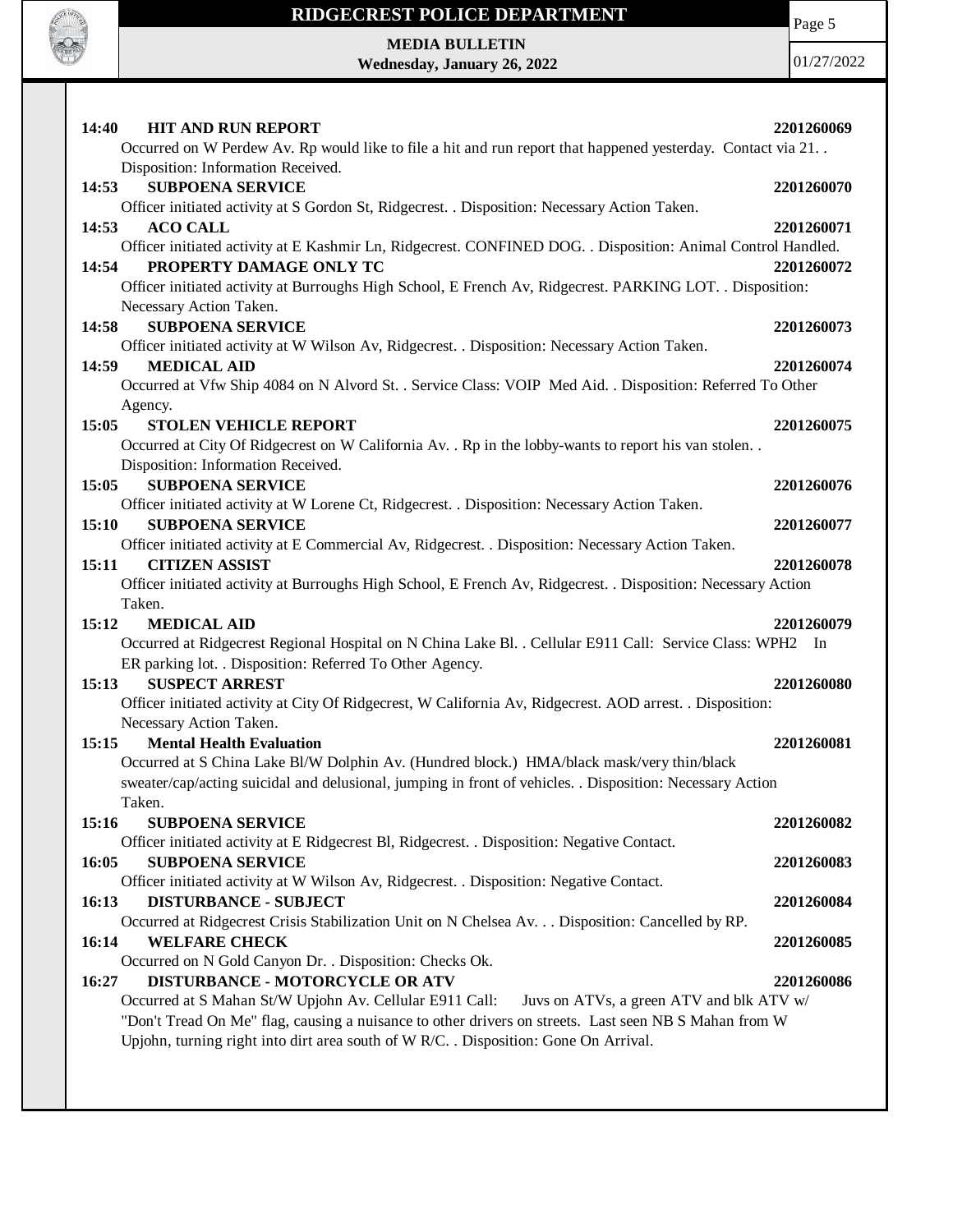**14:40 HIT AND RUN REPORT** **2201260069**

Occurred on W Perdew Av. Rp would like to file a hit and run report that happened yesterday. Contact via 21. . Disposition: Information Received.

**14:53 SUBPOENA SERVICE** **2201260070**

Officer initiated activity at S Gordon St, Ridgecrest. . Disposition: Necessary Action Taken.

**14:53 ACO CALL** **2201260071**

Officer initiated activity at E Kashmir Ln, Ridgecrest. CONFINED DOG. . Disposition: Animal Control Handled.

**14:54 PROPERTY DAMAGE ONLY TC** **2201260072**

Officer initiated activity at Burroughs High School, E French Av, Ridgecrest. PARKING LOT. . Disposition: Necessary Action Taken.

**14:58 SUBPOENA SERVICE** **2201260073**

Officer initiated activity at W Wilson Av, Ridgecrest. . Disposition: Necessary Action Taken.

**14:59 MEDICAL AID** **2201260074**

Occurred at Vfw Ship 4084 on N Alvord St. . Service Class: VOIP Med Aid. . Disposition: Referred To Other Agency.

**15:05 STOLEN VEHICLE REPORT** **2201260075**

Occurred at City Of Ridgecrest on W California Av. . Rp in the lobby-wants to report his van stolen. . Disposition: Information Received.

**15:05 SUBPOENA SERVICE** **2201260076**

Officer initiated activity at W Lorene Ct, Ridgecrest. . Disposition: Necessary Action Taken.

**15:10 SUBPOENA SERVICE** **2201260077**

Officer initiated activity at E Commercial Av, Ridgecrest. . Disposition: Necessary Action Taken.

**15:11 CITIZEN ASSIST** **2201260078**

Officer initiated activity at Burroughs High School, E French Av, Ridgecrest. . Disposition: Necessary Action Taken.

**15:12 MEDICAL AID** **2201260079**

Occurred at Ridgecrest Regional Hospital on N China Lake Bl. . Cellular E911 Call: Service Class: WPH2 In ER parking lot. . Disposition: Referred To Other Agency.

**15:13 SUSPECT ARREST** **2201260080**

Officer initiated activity at City Of Ridgecrest, W California Av, Ridgecrest. AOD arrest. . Disposition: Necessary Action Taken.

**15:15 Mental Health Evaluation** **2201260081**

Occurred at S China Lake Bl/W Dolphin Av. (Hundred block.) HMA/black mask/very thin/black sweater/cap/acting suicidal and delusional, jumping in front of vehicles. . Disposition: Necessary Action Taken.

**15:16 SUBPOENA SERVICE** **2201260082**

Officer initiated activity at E Ridgecrest Bl, Ridgecrest. . Disposition: Negative Contact.

**16:05 SUBPOENA SERVICE** **2201260083**

Officer initiated activity at W Wilson Av, Ridgecrest. . Disposition: Negative Contact.

**16:13 DISTURBANCE - SUBJECT** **2201260084**

Occurred at Ridgecrest Crisis Stabilization Unit on N Chelsea Av. . . Disposition: Cancelled by RP.

**16:14 WELFARE CHECK** **2201260085**

Occurred on N Gold Canyon Dr. . Disposition: Checks Ok.

**16:27 DISTURBANCE - MOTORCYCLE OR ATV** **2201260086**

Occurred at S Mahan St/W Upjohn Av. Cellular E911 Call: Juvs on ATVs, a green ATV and blk ATV w/ "Don't Tread On Me" flag, causing a nuisance to other drivers on streets. Last seen NB S Mahan from W Upjohn, turning right into dirt area south of W R/C. . Disposition: Gone On Arrival.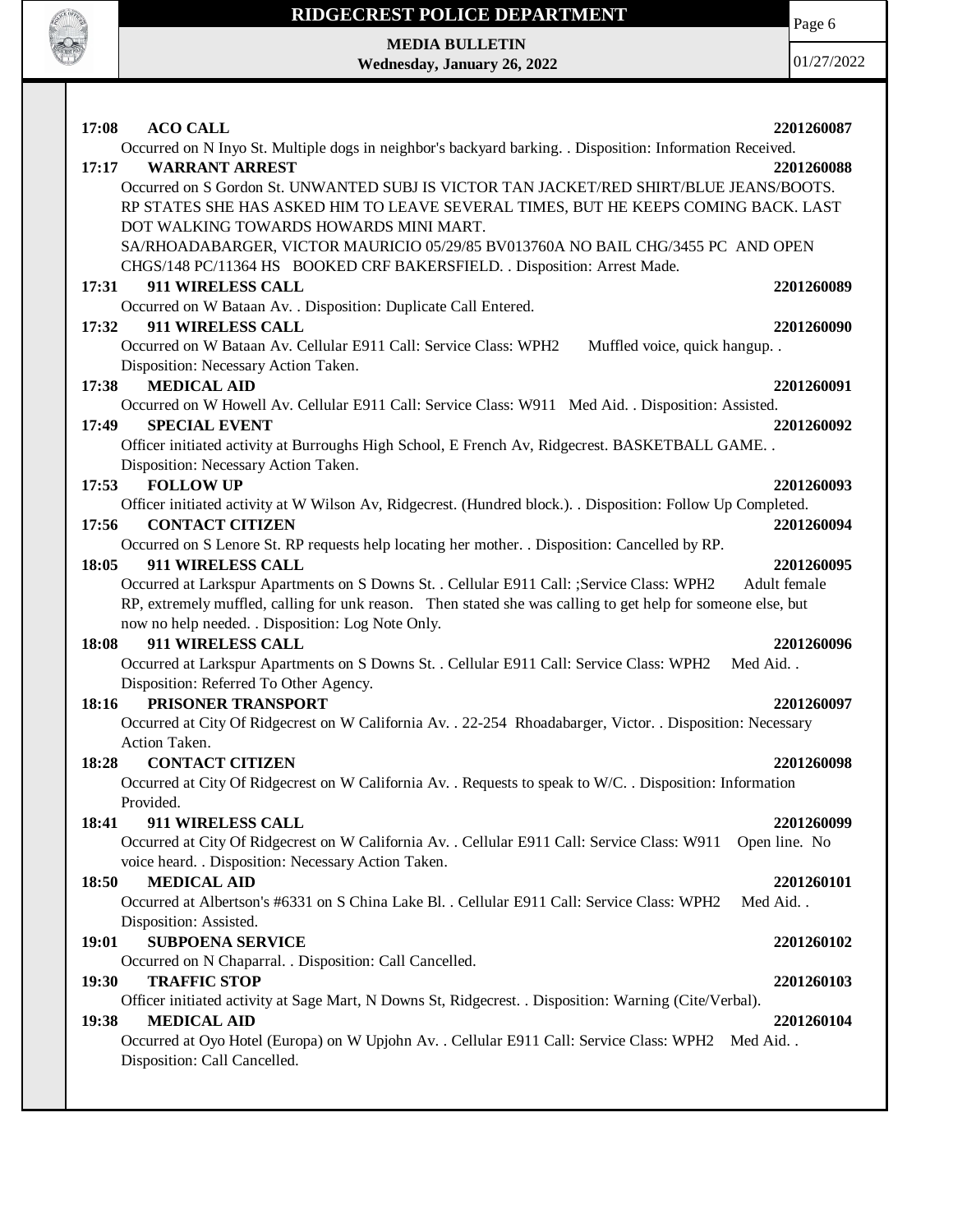**17:08 ACO CALL** **2201260087**

Occurred on N Inyo St. Multiple dogs in neighbor's backyard barking. . Disposition: Information Received.

**17:17 WARRANT ARREST** **2201260088**

Occurred on S Gordon St. UNWANTED SUBJ IS VICTOR TAN JACKET/RED SHIRT/BLUE JEANS/BOOTS. RP STATES SHE HAS ASKED HIM TO LEAVE SEVERAL TIMES, BUT HE KEEPS COMING BACK. LAST DOT WALKING TOWARDS HOWARDS MINI MART.
SA/RHOADABARGER, VICTOR MAURICIO 05/29/85 BV013760A NO BAIL CHG/3455 PC AND OPEN CHGS/148 PC/11364 HS BOOKED CRF BAKERSFIELD. . Disposition: Arrest Made.

**17:31 911 WIRELESS CALL** **2201260089**

Occurred on W Bataan Av. . Disposition: Duplicate Call Entered.

**17:32 911 WIRELESS CALL** **2201260090**

Occurred on W Bataan Av. Cellular E911 Call: Service Class: WPH2 Muffled voice, quick hangup. . Disposition: Necessary Action Taken.

**17:38 MEDICAL AID** **2201260091**

Occurred on W Howell Av. Cellular E911 Call: Service Class: W911 Med Aid. . Disposition: Assisted.

**17:49 SPECIAL EVENT** **2201260092**

Officer initiated activity at Burroughs High School, E French Av, Ridgecrest. BASKETBALL GAME. . Disposition: Necessary Action Taken.

**17:53 FOLLOW UP** **2201260093**

Officer initiated activity at W Wilson Av, Ridgecrest. (Hundred block.). . Disposition: Follow Up Completed.

**17:56 CONTACT CITIZEN** **2201260094**

Occurred on S Lenore St. RP requests help locating her mother. . Disposition: Cancelled by RP.

**18:05 911 WIRELESS CALL** **2201260095**

Occurred at Larkspur Apartments on S Downs St. . Cellular E911 Call: ;Service Class: WPH2 Adult female RP, extremely muffled, calling for unk reason. Then stated she was calling to get help for someone else, but now no help needed. . Disposition: Log Note Only.

**18:08 911 WIRELESS CALL** **2201260096**

Occurred at Larkspur Apartments on S Downs St. . Cellular E911 Call: Service Class: WPH2 Med Aid. . Disposition: Referred To Other Agency.

**18:16 PRISONER TRANSPORT** **2201260097**

Occurred at City Of Ridgecrest on W California Av. . 22-254 Rhoadabarger, Victor. . Disposition: Necessary Action Taken.

**18:28 CONTACT CITIZEN** **2201260098**

Occurred at City Of Ridgecrest on W California Av. . Requests to speak to W/C. . Disposition: Information Provided.

**18:41 911 WIRELESS CALL** **2201260099**

Occurred at City Of Ridgecrest on W California Av. . Cellular E911 Call: Service Class: W911 Open line. No voice heard. . Disposition: Necessary Action Taken.

**18:50 MEDICAL AID** **2201260101**

Occurred at Albertson's #6331 on S China Lake Bl. . Cellular E911 Call: Service Class: WPH2 Med Aid. . Disposition: Assisted.

**19:01 SUBPOENA SERVICE** **2201260102**

Occurred on N Chaparral. . Disposition: Call Cancelled.

**19:30 TRAFFIC STOP** **2201260103**

Officer initiated activity at Sage Mart, N Downs St, Ridgecrest. . Disposition: Warning (Cite/Verbal).

**19:38 MEDICAL AID** **2201260104**

Occurred at Oyo Hotel (Europa) on W Upjohn Av. . Cellular E911 Call: Service Class: WPH2 Med Aid. . Disposition: Call Cancelled.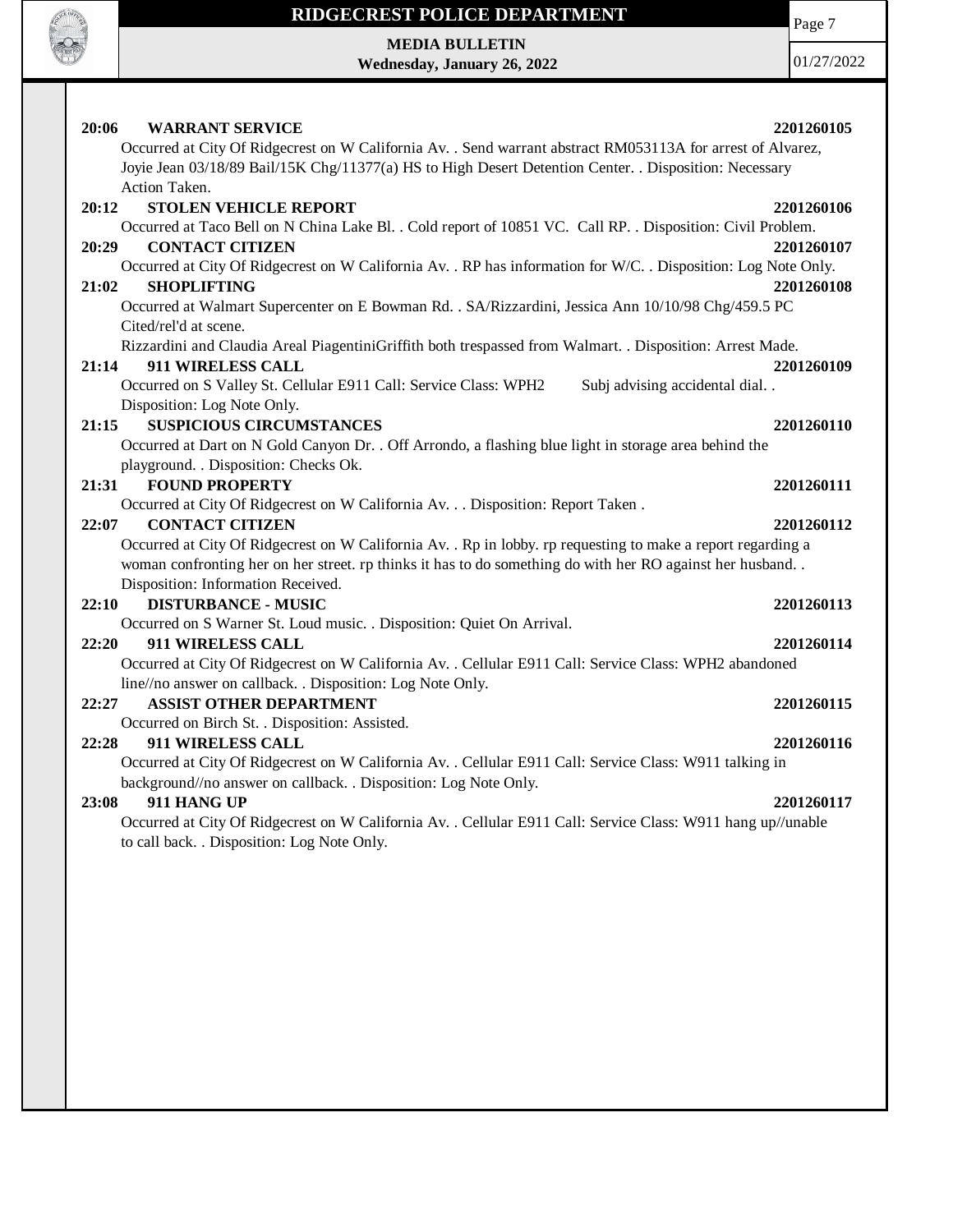**20:06 WARRANT SERVICE 2201260105**

Occurred at City Of Ridgecrest on W California Av. . Send warrant abstract RM053113A for arrest of Alvarez, Joyie Jean 03/18/89 Bail/15K Chg/11377(a) HS to High Desert Detention Center. . Disposition: Necessary Action Taken.

**20:12 STOLEN VEHICLE REPORT 2201260106**

Occurred at Taco Bell on N China Lake Bl. . Cold report of 10851 VC. Call RP. . Disposition: Civil Problem.

**20:29 CONTACT CITIZEN 2201260107**

Occurred at City Of Ridgecrest on W California Av. . RP has information for W/C. . Disposition: Log Note Only.

**21:02 SHOPLIFTING 2201260108**

Occurred at Walmart Supercenter on E Bowman Rd. . SA/Rizzardini, Jessica Ann 10/10/98 Chg/459.5 PC Cited/rel'd at scene.
Rizzardini and Claudia Areal PiagentiniGriffith both trespassed from Walmart. . Disposition: Arrest Made.

**21:14 911 WIRELESS CALL 2201260109**

Occurred on S Valley St. Cellular E911 Call: Service Class: WPH2 Subj advising accidental dial. . Disposition: Log Note Only.

**21:15 SUSPICIOUS CIRCUMSTANCES 2201260110**

Occurred at Dart on N Gold Canyon Dr. . Off Arrondo, a flashing blue light in storage area behind the playground. . Disposition: Checks Ok.

**21:31 FOUND PROPERTY 2201260111**

Occurred at City Of Ridgecrest on W California Av. . . Disposition: Report Taken .

**22:07 CONTACT CITIZEN 2201260112**

Occurred at City Of Ridgecrest on W California Av. . Rp in lobby. rp requesting to make a report regarding a woman confronting her on her street. rp thinks it has to do something do with her RO against her husband. . Disposition: Information Received.

**22:10 DISTURBANCE - MUSIC 2201260113**

Occurred on S Warner St. Loud music. . Disposition: Quiet On Arrival.

**22:20 911 WIRELESS CALL 2201260114**

Occurred at City Of Ridgecrest on W California Av. . Cellular E911 Call: Service Class: WPH2 abandoned line//no answer on callback. . Disposition: Log Note Only.

**22:27 ASSIST OTHER DEPARTMENT 2201260115**

Occurred on Birch St. . Disposition: Assisted.

**22:28 911 WIRELESS CALL 2201260116**

Occurred at City Of Ridgecrest on W California Av. . Cellular E911 Call: Service Class: W911 talking in background//no answer on callback. . Disposition: Log Note Only.

**23:08 911 HANG UP 2201260117**

Occurred at City Of Ridgecrest on W California Av. . Cellular E911 Call: Service Class: W911 hang up//unable to call back. . Disposition: Log Note Only.